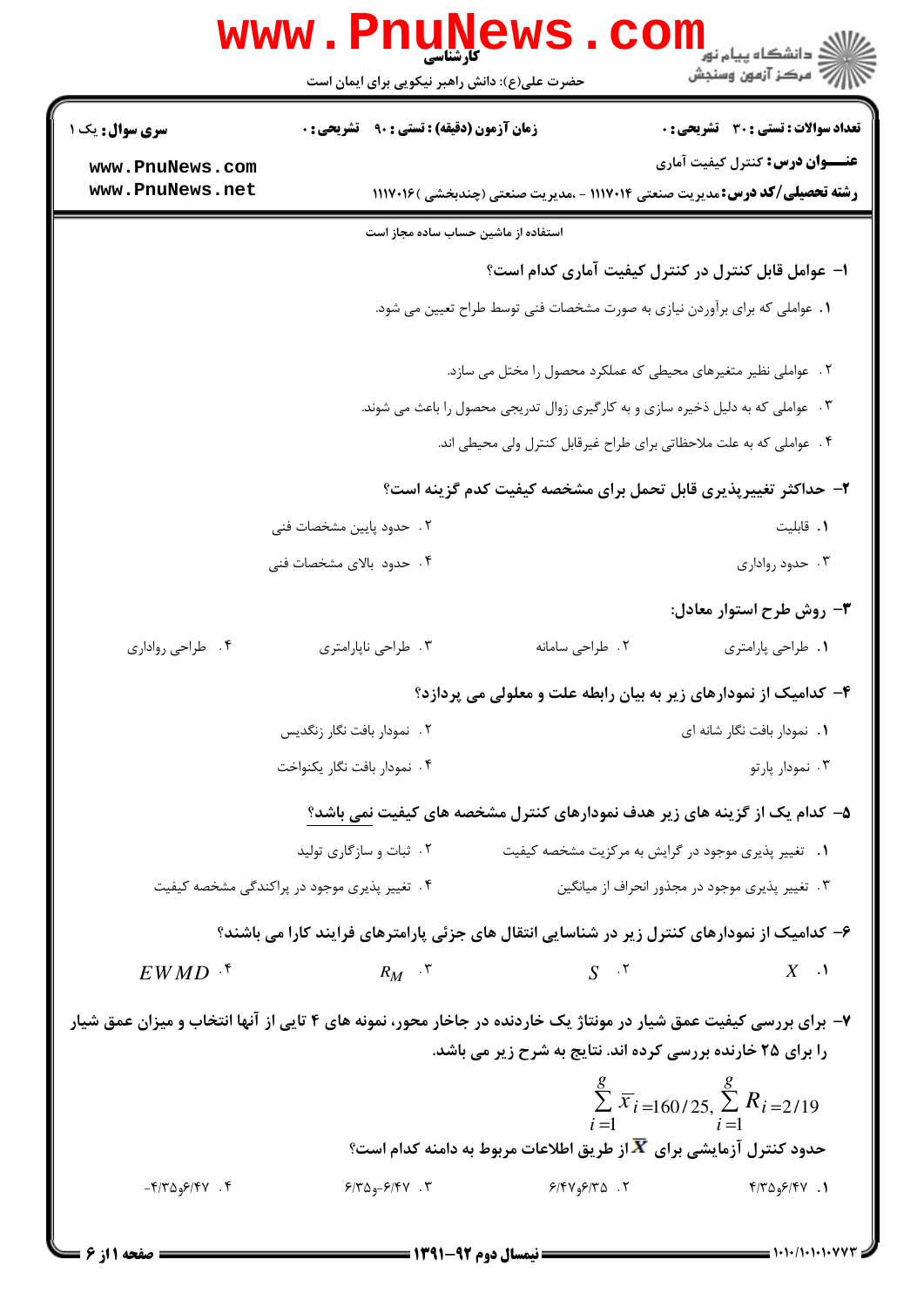کارشناسی

حضرت علی(ع): دانش راهبر نیکویی برای ایمان است

**سری سوال:** یک ۱

**زمان آزمون (دقیقه) : تستی : ۹۰ تشریحی : ۰**

**تعداد سوالات : تستی : ۳۰ تشریحی : ۰**

**عنـــوان درس:** کنترل کیفیت آماری

**رشته تحصیلی/کد درس:** مدیریت صنعتی ۱۱۱۷۰۱۴ - ،مدیریت صنعتی (چندبخشی ) ۱۱۱۷۰۱۶

استفاده از ماشین حساب ساده مجاز است

**۱- عوامل قابل کنترل در کنترل کیفیت آماری کدام است؟**

۱. عواملی که برای برآوردن نیازی به صورت مشخصات فنی توسط طراح تعیین می شود.

۲. عواملی نظیر متغیرهای محیطی که عملکرد محصول را مختل می سازد.

۳. عواملی که به دلیل ذخیره سازی و به کارگیری زوال تدریجی محصول را باعث می شوند.

۴. عواملی که به علت ملاحظاتی برای طراح غیرقابل کنترل ولی محیطی اند.

**۲- حداکثر تغییرپذیری قابل تحمل برای مشخصه کیفیت کدم گزینه است؟**

۱. قابلیت

۲. حدود پایین مشخصات فنی

۳. حدود رواداری

۴. حدود بالای مشخصات فنی

**۳- روش طرح استوار معادل:**

۱. طراحی پارامتری

۲. طراحی سامانه

۳. طراحی ناپارامتری

۴. طراحی رواداری

**۴- کدامیک از نمودارهای زیر به بیان رابطه علت و معلولی می پردازد؟**

۱. نمودار بافت نگار شانه ای

۲. نمودار بافت نگار زنگدیس

۳. نمودار پارتو

۴. نمودار بافت نگار یکنواخت

**۵- کدام یک از گزینه های زیر هدف نمودارهای کنترل مشخصه های کیفیت نمی باشد؟**

۱. تغییر پذیری موجود در گرایش به مرکزیت مشخصه کیفیت

۲. ثبات و سازگاری تولید

۳. تغییر پذیری موجود در مجذور انحراف از میانگین

۴. تغییر پذیری موجود در پراکندگی مشخصه کیفیت

**۶- کدامیک از نمودارهای کنترل زیر در شناسایی انتقال های جزئی پارامترهای فرایند کارا می باشند؟**

۱. $X$

۲. $S$

۳. $R_M$

۴. $EWMD$

**۷- برای بررسی کیفیت عمق شیار در مونتاژ یک خاردنده در جاخار محور، نمونه های ۴ تایی از آنها انتخاب و میزان عمق شیار را برای ۲۵ خارنده بررسی کرده اند. نتایج به شرح زیر می باشد.**

$$\sum_{i=1}^{g} \bar{x}_i = 160/25, \sum_{i=1}^{g} R_i = 2/19$$

**حدود کنترل آزمایشی برای $\bar{X}$ از طریق اطلاعات مربوط به دامنه کدام است؟**

۱. ۴/۳۵و۶/۴۷

۲. ۶/۴۷و۶/۳۵

۳. ۶/۳۵و-۶/۴۷

۴. -۴/۳۵و۶/۴۷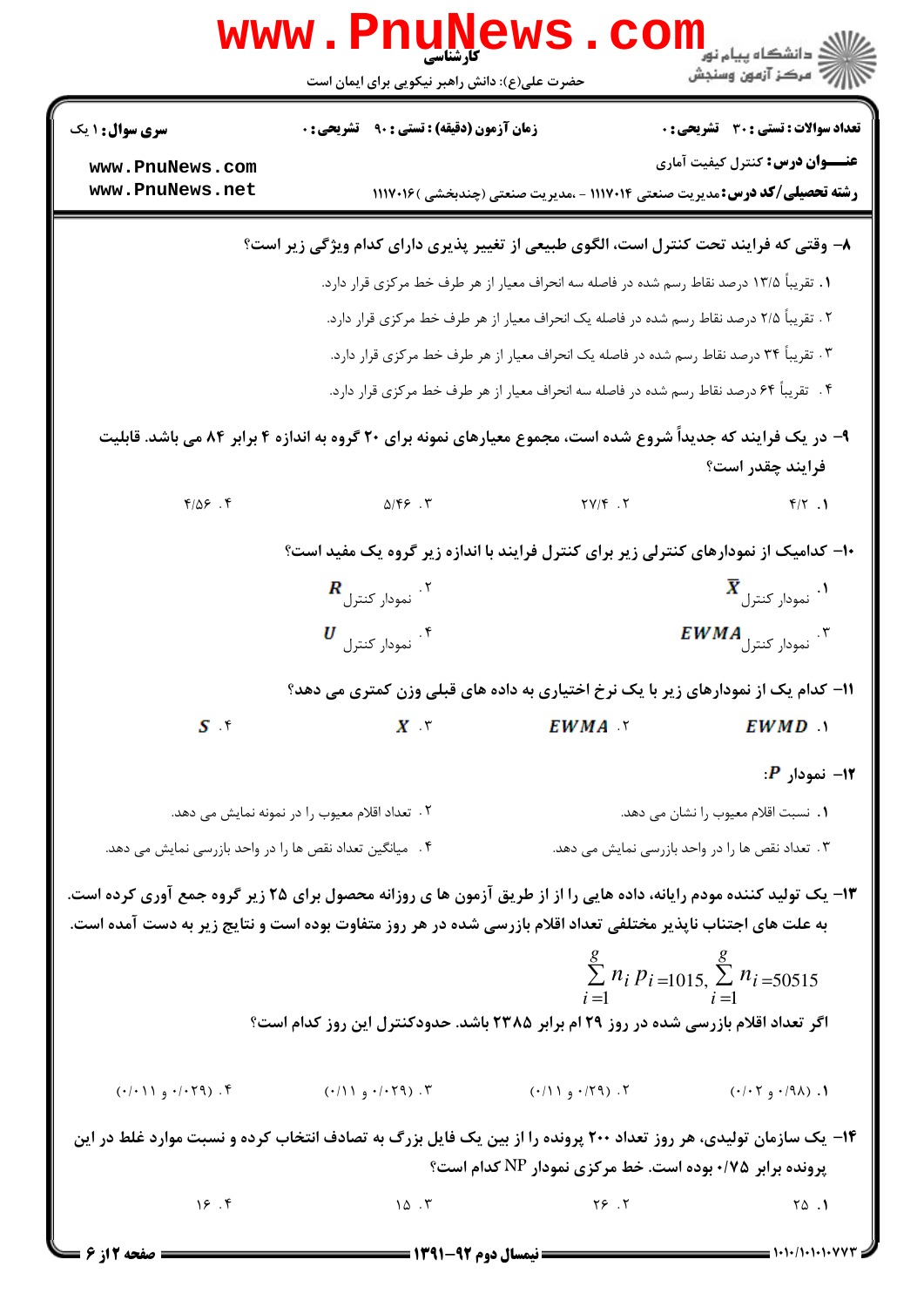کارشناسی

حضرت علی(ع): دانش راهبر نیکویی برای ایمان است

| سری سوال: ۱ یک | زمان آزمون (دقیقه) : تستی : ۹۰ تشریحی : ۰ | تعداد سوالات : تستی : ۳۰ تشریحی : ۰ |
|---|---|---|

**عنـــوان درس:** کنترل کیفیت آماری

**رشته تحصیلی/کد درس:** مدیریت صنعتی ۱۱۱۷۰۱۴ - ،مدیریت صنعتی (چندبخشی ) ۱۱۱۷۰۱۶

**۸- وقتی که فرایند تحت کنترل است، الگوی طبیعی از تغییر پذیری دارای کدام ویژگی زیر است؟**

۱. تقریباً ۱۳/۵ درصد نقاط رسم شده در فاصله سه انحراف معیار از هر طرف خط مرکزی قرار دارد.

۲. تقریباً ۲/۵ درصد نقاط رسم شده در فاصله یک انحراف معیار از هر طرف خط مرکزی قرار دارد.

۳. تقریباً ۳۴ درصد نقاط رسم شده در فاصله یک انحراف معیار از هر طرف خط مرکزی قرار دارد.

۴. تقریباً ۶۴ درصد نقاط رسم شده در فاصله سه انحراف معیار از هر طرف خط مرکزی قرار دارد.

**۹- در یک فرایند که جدیداً شروع شده است، مجموع معیارهای نمونه برای ۲۰ گروه به اندازه ۴ برابر ۸۴ می باشد. قابلیت فرایند چقدر است؟**

۱. ۴/۲  ۲. ۲۷/۴  ۳. ۵/۴۶  ۴. ۴/۵۶

**۱۰- کدامیک از نمودارهای کنترلی زیر برای کنترل فرایند با اندازه زیر گروه یک مفید است؟**

۱. نمودار کنترل $\bar{X}$

۲. نمودار کنترل $R$

۳. نمودار کنترل $EWMA$

۴. نمودار کنترل $U$

**۱۱- کدام یک از نمودارهای زیر با یک نرخ اختیاری به داده های قبلی وزن کمتری می دهد؟**

۱. $EWMD$  ۲. $EWMA$  ۳. $X$  ۴. $S$

**۱۲- نمودار $P$:**

۱. نسبت اقلام معیوب را نشان می دهد.

۲. تعداد اقلام معیوب را در نمونه نمایش می دهد.

۳. تعداد نقص ها را در واحد بازرسی نمایش می دهد.

۴. میانگین تعداد نقص ها را در واحد بازرسی نمایش می دهد.

**۱۳- یک تولید کننده مودم رایانه، داده هایی را از طریق آزمون ها ی روزانه محصول برای ۲۵ زیر گروه جمع آوری کرده است. به علت های اجتناب ناپذیر مختلفی تعداد اقلام بازرسی شده در هر روز متفاوت بوده است و نتایج زیر به دست آمده است.**

$$\sum_{i=1}^{g} n_i\, p_i = 1015,\ \sum_{i=1}^{g} n_i = 50515$$

**اگر تعداد اقلام بازرسی شده در روز ۲۹ ام برابر ۲۳۸۵ باشد. حدودکنترل این روز کدام است؟**

۱. (۰/۹۸ و ۰/۰۲)  ۲. (۰/۲۹ و ۰/۱۱)  ۳. (۰/۰۲۹ و ۰/۱۱)  ۴. (۰/۰۲۹ و ۰/۰۱۱)

**۱۴- یک سازمان تولیدی، هر روز تعداد ۲۰۰ پرونده را از بین یک فایل بزرگ به تصادف انتخاب کرده و نسبت موارد غلط در این پرونده برابر ۰/۷۵ بوده است. خط مرکزی نمودار NP کدام است؟**

۱. ۲۵  ۲. ۲۶  ۳. ۱۵  ۴. ۱۶

نیمسال دوم ۹۲-۱۳۹۱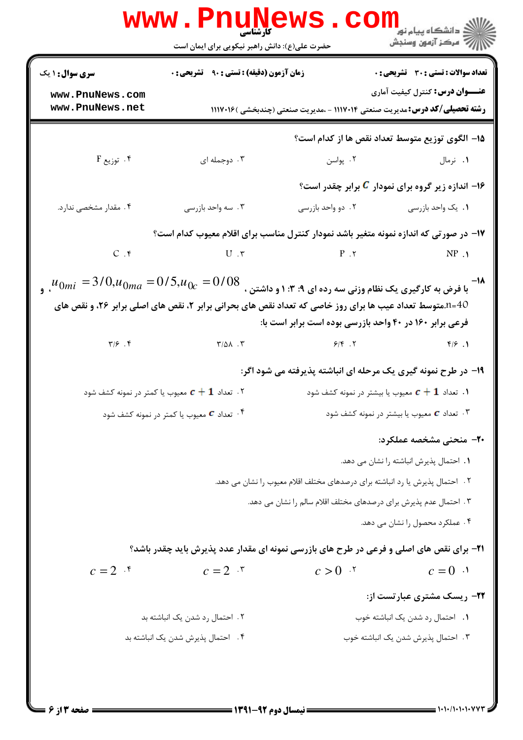**سری سوال:** ۱ یک

**زمان آزمون (دقیقه) : تستی :** ۹۰ **تشریحی :** ۰

**تعداد سوالات : تستی :** ۳۰ **تشریحی :** ۰

**عنـــوان درس:** کنترل کیفیت آماری

**رشته تحصیلی/کد درس:** مدیریت صنعتی ۱۱۱۷۰۱۴ - ،مدیریت صنعتی (چندبخشی )۱۱۱۷۰۱۶

---

**۱۵- الگوی توزیع متوسط تعداد نقص ها از کدام است؟**

۱. نرمال

۲. پواسن

۳. دوجمله ای

۴. توزیع F

**۱۶- اندازه زیر گروه برای نمودار $C$ برابر چقدر است؟**

۱. یک واحد بازرسی

۲. دو واحد بازرسی

۳. سه واحد بازرسی

۴. مقدار مشخصی ندارد.

**۱۷- در صورتی که اندازه نمونه متغیر باشد نمودار کنترل مناسب برای اقلام معیوب کدام است؟**

۱. NP

۲. P

۳. U

۴. C

**۱۸- با فرض به کارگیری یک نظام وزنی سه رده ای ۹: ۳: ۱ و داشتن ، $u_{0mi} = 3/0, u_{0ma} = 0/5, u_{0c} = 0/08$ ، و n=40.متوسط تعداد عیب ها برای روز خاصی که تعداد نقص های بحرانی برابر ۲، نقص های اصلی برابر ۲۶، و نقص های فرعی برابر ۱۶۰ در ۴۰ واحد بازرسی بوده است برابر است با:**

۱. ۴/۶

۲. ۶/۴

۳. ۳/۵۸

۴. ۳/۶

**۱۹- در طرح نمونه گیری یک مرحله ای انباشته پذیرفته می شود اگر:**

۱. تعداد $c+1$ معیوب یا بیشتر در نمونه کشف شود

۲. تعداد $c+1$ معیوب یا کمتر در نمونه کشف شود

۳. تعداد $c$ معیوب یا بیشتر در نمونه کشف شود

۴. تعداد $c$ معیوب یا کمتر در نمونه کشف شود

**۲۰- منحنی مشخصه عملکرد:**

۱. احتمال پذیرش انباشته را نشان می دهد.

۲. احتمال پذیرش یا رد انباشته برای درصدهای مختلف اقلام معیوب را نشان می دهد.

۳. احتمال عدم پذیرش برای درصدهای مختلف اقلام سالم را نشان می دهد.

۴. عملکرد محصول را نشان می دهد.

**۲۱- برای نقص های اصلی و فرعی در طرح های بازرسی نمونه ای مقدار عدد پذیرش باید چقدر باشد؟**

۱. $c = 0$

۲. $c > 0$

۳. $c = 2$

۴. $c = 2$

**۲۲- ریسک مشتری عبارتست از:**

۱. احتمال رد شدن یک انباشته خوب

۲. احتمال رد شدن یک انباشته بد

۳. احتمال پذیرش شدن یک انباشته خوب

۴. احتمال پذیرش شدن یک انباشته بد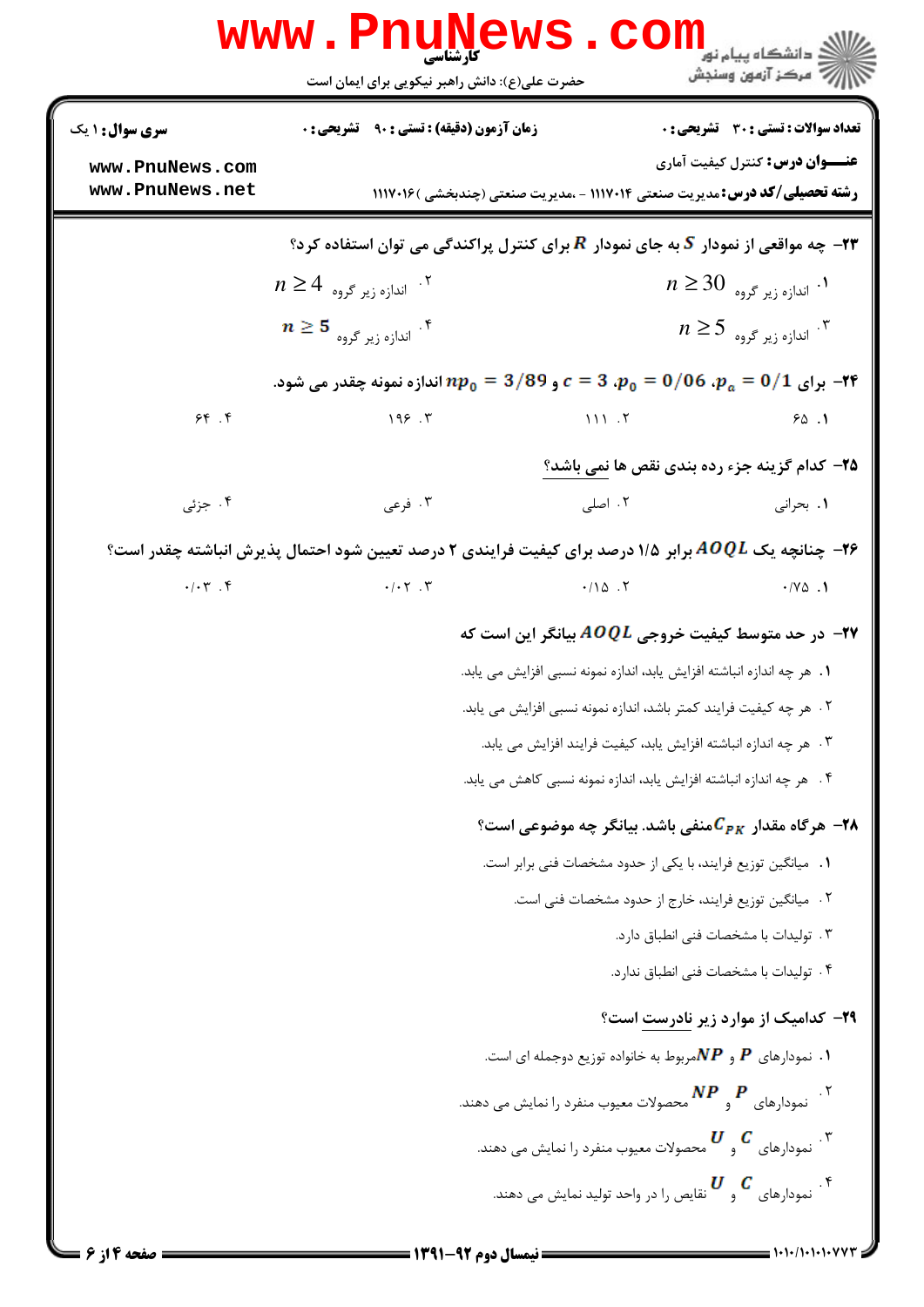**سری سوال:** ۱ یک | **زمان آزمون (دقیقه):** تستی : ۹۰ تشریحی : ۰ | **تعداد سوالات:** تستی : ۳۰ تشریحی : ۰

**عنـــوان درس:** کنترل کیفیت آماری

**رشته تحصیلی/کد درس:** مدیریت صنعتی ۱۱۱۷۰۱۴ - ،مدیریت صنعتی (چندبخشی ) ۱۱۱۷۰۱۶

۲۳- چه مواقعی از نمودار $S$ به جای نمودار $R$ برای کنترل پراکندگی می توان استفاده کرد؟

۱. اندازه زیر گروه $n \geq 30$

۲. اندازه زیر گروه $n \geq 4$

۳. اندازه زیر گروه $n \geq 5$

۴. اندازه زیر گروه $n \geq 5$

۲۴- برای $p_a = 0/1$ ، $p_0 = 0/06$ ، $c = 3$ و $np_0 = 3/89$ اندازه نمونه چقدر می شود.

۱. ۶۵

۲. ۱۱۱

۳. ۱۹۶

۴. ۶۴

۲۵- کدام گزینه جزء رده بندی نقص ها نمی باشد؟

۱. بحرانی

۲. اصلی

۳. فرعی

۴. جزئی

۲۶- چنانچه یک $AOQL$ برابر ۱/۵ درصد برای کیفیت فرایندی ۲ درصد تعیین شود احتمال پذیرش انباشته چقدر است؟

۱. ۰/۷۵

۲. ۰/۱۵

۳. ۰/۰۲

۴. ۰/۰۳

۲۷- در حد متوسط کیفیت خروجی $AOQL$ بیانگر این است که

۱. هر چه اندازه انباشته افزایش یابد، اندازه نمونه نسبی افزایش می یابد.

۲. هر چه کیفیت فرایند کمتر باشد، اندازه نمونه نسبی افزایش می یابد.

۳. هر چه اندازه انباشته افزایش یابد، کیفیت فرایند افزایش می یابد.

۴. هر چه اندازه انباشته افزایش یابد، اندازه نمونه نسبی کاهش می یابد.

۲۸- هرگاه مقدار $C_{PK}$ منفی باشد. بیانگر چه موضوعی است؟

۱. میانگین توزیع فرایند، با یکی از حدود مشخصات فنی برابر است.

۲. میانگین توزیع فرایند، خارج از حدود مشخصات فنی است.

۳. تولیدات با مشخصات فنی انطباق دارد.

۴. تولیدات با مشخصات فنی انطباق ندارد.

۲۹- کدامیک از موارد زیر نادرست است؟

۱. نمودارهای $P$ و $NP$ مربوط به خانواده توزیع دوجمله ای است.

۲. نمودارهای $P$ و $NP$ محصولات معیوب منفرد را نمایش می دهند.

۳. نمودارهای $C$ و $U$ محصولات معیوب منفرد را نمایش می دهند.

۴. نمودارهای $C$ و $U$ نقایص را در واحد تولید نمایش می دهند.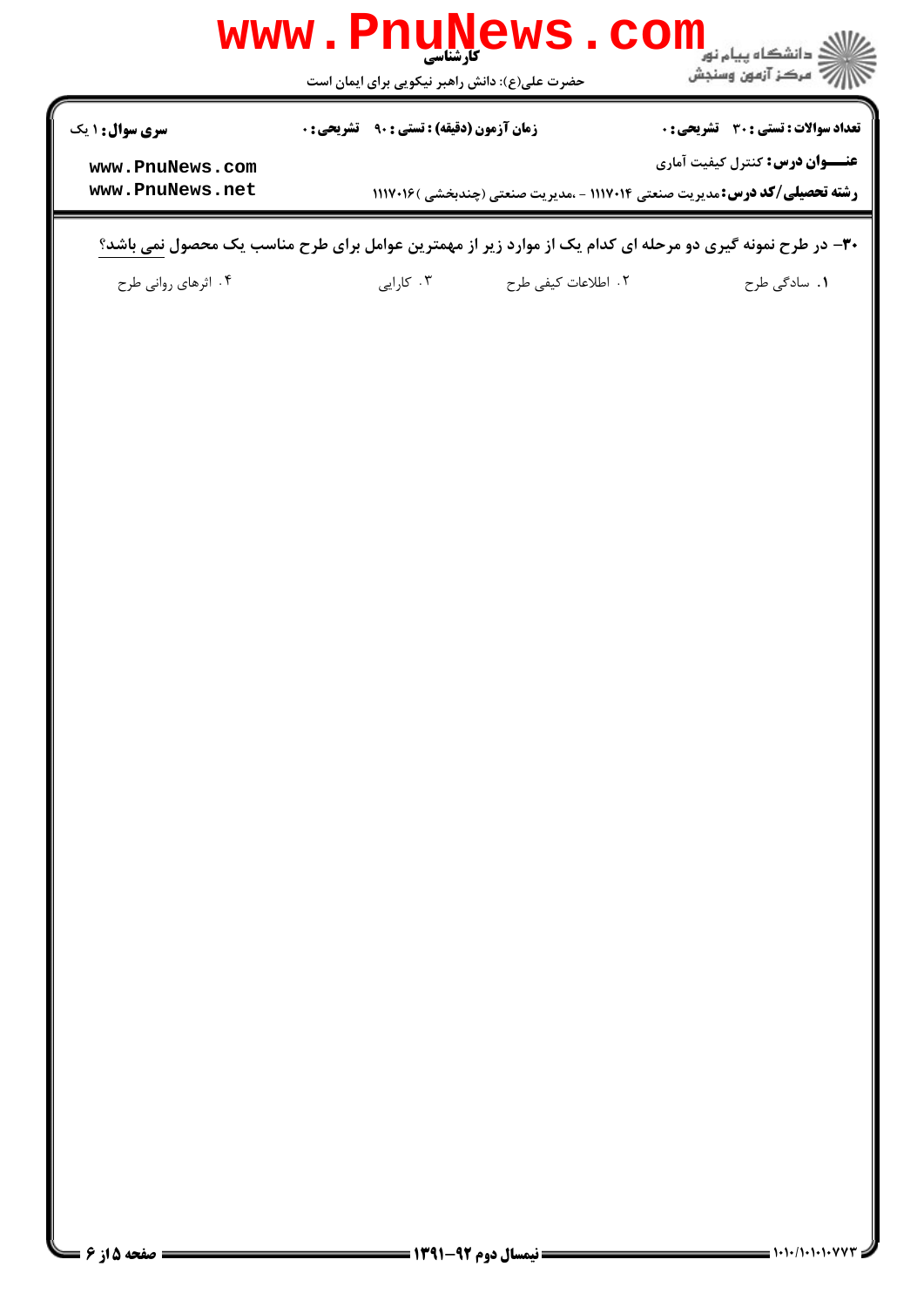**۳۰- در طرح نمونه گیری دو مرحله ای کدام یک از موارد زیر از مهمترین عوامل برای طرح مناسب یک محصول نمی باشد؟**

۱. سادگی طرح

۲. اطلاعات کیفی طرح

۳. کارایی

۴. اثرهای روانی طرح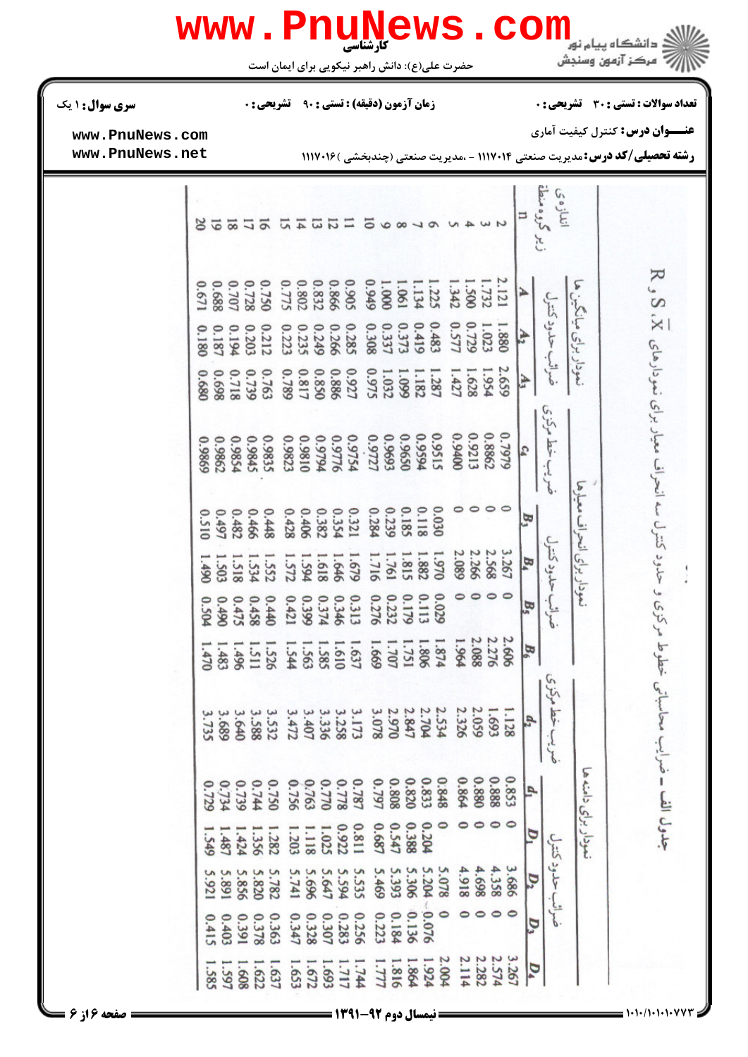سری سوال: ۱ یک

زمان آزمون (دقیقه) : تستی : ۹۰ تشریحی : ۰

تعداد سوالات : تستی : ۳۰ تشریحی : ۰

**عنـــوان درس:** کنترل کیفیت آماری

**رشته تحصیلی/کد درس:** مدیریت صنعتی ۱۱۱۷۰۱۴ - ،مدیریت صنعتی (چندبخشی ) ۱۱۱۷۰۱۶

## جدول الف - ضرایب محاسباتی خطوط مرکزی و حدود کنترل سه انحراف معیار برای نمودارهای $\bar{X}$، S و R

| اندازه‌ی زیر گروه‌ها | نمودار برای میانگین‌ها | | | نمودار برای انحراف معیارها | | | | | نمودار برای دامنه‌ها | | | | | | |
|---|---|---|---|---|---|---|---|---|---|---|---|---|---|---|---|
| | ضرایب حدود کنترل | | | ضریب خط مرکزی | ضرایب حدود کنترل | | | | ضریب خط مرکزی | | ضرایب حدود کنترل | | | | |
| $n$ | $A$ | $A_2$ | $A_3$ | $c_4$ | $B_3$ | $B_4$ | $B_5$ | $B_6$ | $d_2$ | $d_3$ | $D_1$ | $D_2$ | $D_3$ | $D_4$ |
| 2 | 2.121 | 1.880 | 2.659 | 0.7979 | 0 | 3.267 | 0 | 2.606 | 1.128 | 0.853 | 0 | 3.686 | 0 | 3.267 |
| 3 | 1.732 | 1.023 | 1.954 | 0.8862 | 0 | 2.568 | 0 | 2.276 | 1.693 | 0.888 | 0 | 4.358 | 0 | 2.574 |
| 4 | 1.500 | 0.729 | 1.628 | 0.9213 | 0 | 2.266 | 0 | 2.088 | 2.059 | 0.880 | 0 | 4.698 | 0 | 2.282 |
| 5 | 1.342 | 0.577 | 1.427 | 0.9400 | 0 | 2.089 | 0 | 1.964 | 2.326 | 0.864 | 0 | 4.918 | 0 | 2.114 |
| 6 | 1.225 | 0.483 | 1.287 | 0.9515 | 0.030 | 1.970 | 0.029 | 1.874 | 2.534 | 0.848 | 0 | 5.078 | 0 | 2.004 |
| 7 | 1.134 | 0.419 | 1.182 | 0.9594 | 0.118 | 1.882 | 0.113 | 1.806 | 2.704 | 0.833 | 0.204 | 5.204 | 0.076 | 1.924 |
| 8 | 1.061 | 0.373 | 1.099 | 0.9650 | 0.185 | 1.815 | 0.179 | 1.751 | 2.847 | 0.820 | 0.388 | 5.306 | 0.136 | 1.864 |
| 9 | 1.000 | 0.337 | 1.032 | 0.9693 | 0.239 | 1.761 | 0.232 | 1.707 | 2.970 | 0.808 | 0.547 | 5.393 | 0.184 | 1.816 |
| 10 | 0.949 | 0.308 | 0.975 | 0.9727 | 0.284 | 1.716 | 0.276 | 1.669 | 3.078 | 0.797 | 0.687 | 5.469 | 0.223 | 1.777 |
| 11 | 0.905 | 0.285 | 0.927 | 0.9754 | 0.321 | 1.679 | 0.313 | 1.637 | 3.173 | 0.787 | 0.811 | 5.535 | 0.256 | 1.744 |
| 12 | 0.866 | 0.266 | 0.886 | 0.9776 | 0.354 | 1.646 | 0.346 | 1.610 | 3.258 | 0.778 | 0.922 | 5.594 | 0.283 | 1.717 |
| 13 | 0.832 | 0.249 | 0.850 | 0.9794 | 0.382 | 1.618 | 0.374 | 1.585 | 3.336 | 0.770 | 1.025 | 5.647 | 0.307 | 1.693 |
| 14 | 0.802 | 0.235 | 0.817 | 0.9810 | 0.406 | 1.594 | 0.399 | 1.563 | 3.407 | 0.763 | 1.118 | 5.696 | 0.328 | 1.672 |
| 15 | 0.775 | 0.223 | 0.789 | 0.9823 | 0.428 | 1.572 | 0.421 | 1.544 | 3.472 | 0.756 | 1.203 | 5.741 | 0.347 | 1.653 |
| 16 | 0.750 | 0.212 | 0.763 | 0.9835 | 0.448 | 1.552 | 0.440 | 1.526 | 3.532 | 0.750 | 1.282 | 5.782 | 0.363 | 1.637 |
| 17 | 0.728 | 0.203 | 0.739 | 0.9845 | 0.466 | 1.534 | 0.458 | 1.511 | 3.588 | 0.744 | 1.356 | 5.820 | 0.378 | 1.622 |
| 18 | 0.707 | 0.194 | 0.718 | 0.9854 | 0.482 | 1.518 | 0.475 | 1.496 | 3.640 | 0.739 | 1.424 | 5.856 | 0.391 | 1.608 |
| 19 | 0.688 | 0.187 | 0.698 | 0.9862 | 0.497 | 1.503 | 0.490 | 1.483 | 3.689 | 0.734 | 1.487 | 5.891 | 0.403 | 1.597 |
| 20 | 0.671 | 0.180 | 0.680 | 0.9869 | 0.510 | 1.490 | 0.504 | 1.470 | 3.735 | 0.729 | 1.549 | 5.921 | 0.415 | 1.585 |